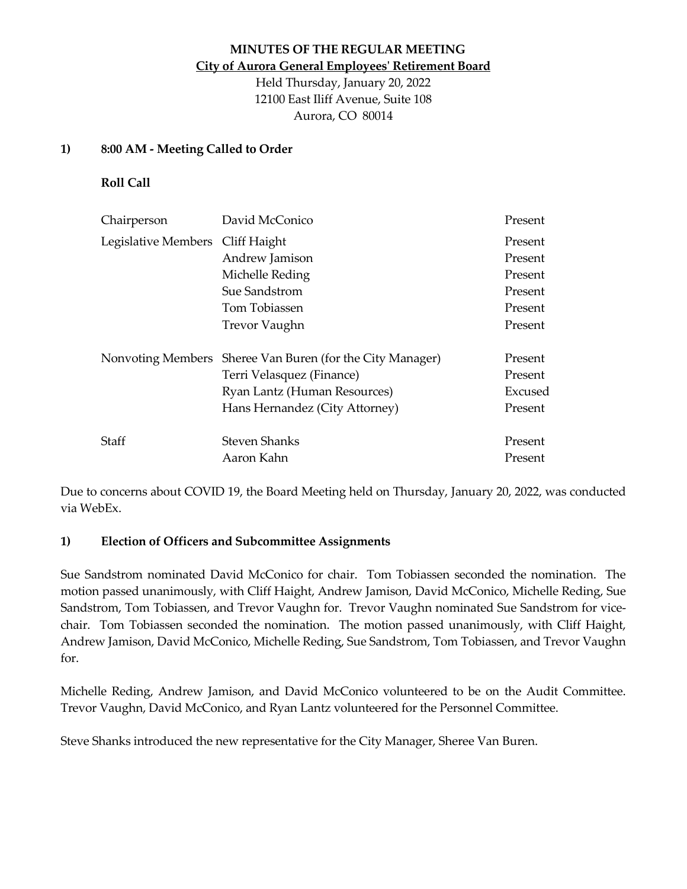**MINUTES OF THE REGULAR MEETING**

**City of Aurora General Employees' Retirement Board**

Held Thursday, January 20, 2022
12100 East Iliff Avenue, Suite 108
Aurora, CO 80014

**1) 8:00 AM - Meeting Called to Order**

**Roll Call**

| | | |
|---|---|---|
| Chairperson | David McConico | Present |
| Legislative Members | Cliff Haight | Present |
| | Andrew Jamison | Present |
| | Michelle Reding | Present |
| | Sue Sandstrom | Present |
| | Tom Tobiassen | Present |
| | Trevor Vaughn | Present |
| Nonvoting Members | Sheree Van Buren (for the City Manager) | Present |
| | Terri Velasquez (Finance) | Present |
| | Ryan Lantz (Human Resources) | Excused |
| | Hans Hernandez (City Attorney) | Present |
| Staff | Steven Shanks | Present |
| | Aaron Kahn | Present |

Due to concerns about COVID 19, the Board Meeting held on Thursday, January 20, 2022, was conducted via WebEx.

**1) Election of Officers and Subcommittee Assignments**

Sue Sandstrom nominated David McConico for chair. Tom Tobiassen seconded the nomination. The motion passed unanimously, with Cliff Haight, Andrew Jamison, David McConico, Michelle Reding, Sue Sandstrom, Tom Tobiassen, and Trevor Vaughn for. Trevor Vaughn nominated Sue Sandstrom for vice-chair. Tom Tobiassen seconded the nomination. The motion passed unanimously, with Cliff Haight, Andrew Jamison, David McConico, Michelle Reding, Sue Sandstrom, Tom Tobiassen, and Trevor Vaughn for.

Michelle Reding, Andrew Jamison, and David McConico volunteered to be on the Audit Committee. Trevor Vaughn, David McConico, and Ryan Lantz volunteered for the Personnel Committee.

Steve Shanks introduced the new representative for the City Manager, Sheree Van Buren.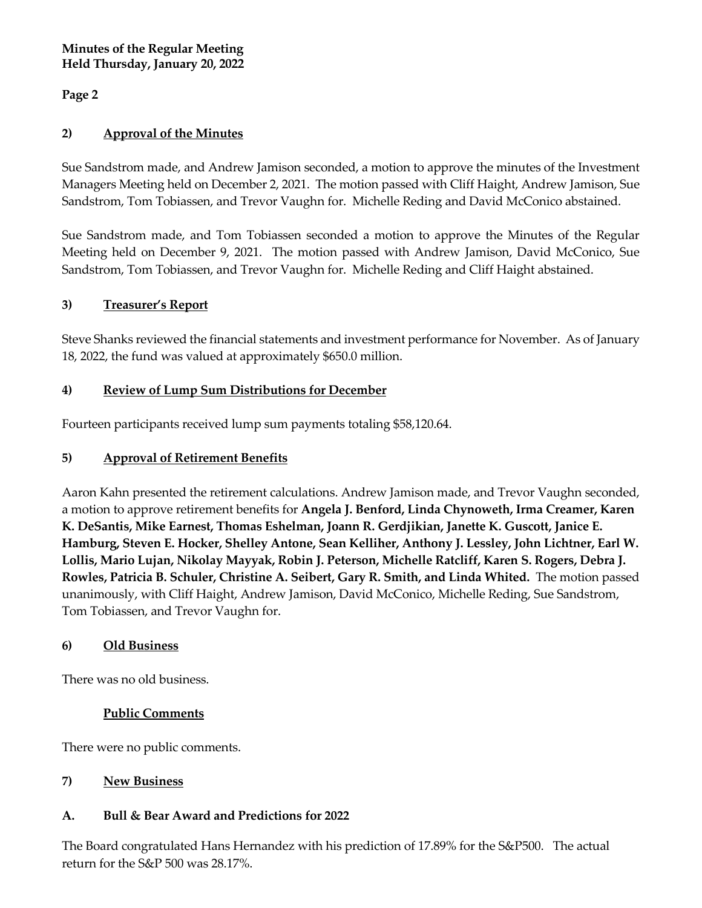**Minutes of the Regular Meeting**
**Held Thursday, January 20, 2022**

## 2) Approval of the Minutes

Sue Sandstrom made, and Andrew Jamison seconded, a motion to approve the minutes of the Investment Managers Meeting held on December 2, 2021. The motion passed with Cliff Haight, Andrew Jamison, Sue Sandstrom, Tom Tobiassen, and Trevor Vaughn for. Michelle Reding and David McConico abstained.

Sue Sandstrom made, and Tom Tobiassen seconded a motion to approve the Minutes of the Regular Meeting held on December 9, 2021. The motion passed with Andrew Jamison, David McConico, Sue Sandstrom, Tom Tobiassen, and Trevor Vaughn for. Michelle Reding and Cliff Haight abstained.

## 3) Treasurer's Report

Steve Shanks reviewed the financial statements and investment performance for November. As of January 18, 2022, the fund was valued at approximately $650.0 million.

## 4) Review of Lump Sum Distributions for December

Fourteen participants received lump sum payments totaling $58,120.64.

## 5) Approval of Retirement Benefits

Aaron Kahn presented the retirement calculations. Andrew Jamison made, and Trevor Vaughn seconded, a motion to approve retirement benefits for **Angela J. Benford, Linda Chynoweth, Irma Creamer, Karen K. DeSantis, Mike Earnest, Thomas Eshelman, Joann R. Gerdjikian, Janette K. Guscott, Janice E. Hamburg, Steven E. Hocker, Shelley Antone, Sean Kelliher, Anthony J. Lessley, John Lichtner, Earl W. Lollis, Mario Lujan, Nikolay Mayyak, Robin J. Peterson, Michelle Ratcliff, Karen S. Rogers, Debra J. Rowles, Patricia B. Schuler, Christine A. Seibert, Gary R. Smith, and Linda Whited.** The motion passed unanimously, with Cliff Haight, Andrew Jamison, David McConico, Michelle Reding, Sue Sandstrom, Tom Tobiassen, and Trevor Vaughn for.

## 6) Old Business

There was no old business.

### Public Comments

There were no public comments.

## 7) New Business

### A. Bull & Bear Award and Predictions for 2022

The Board congratulated Hans Hernandez with his prediction of 17.89% for the S&P500. The actual return for the S&P 500 was 28.17%.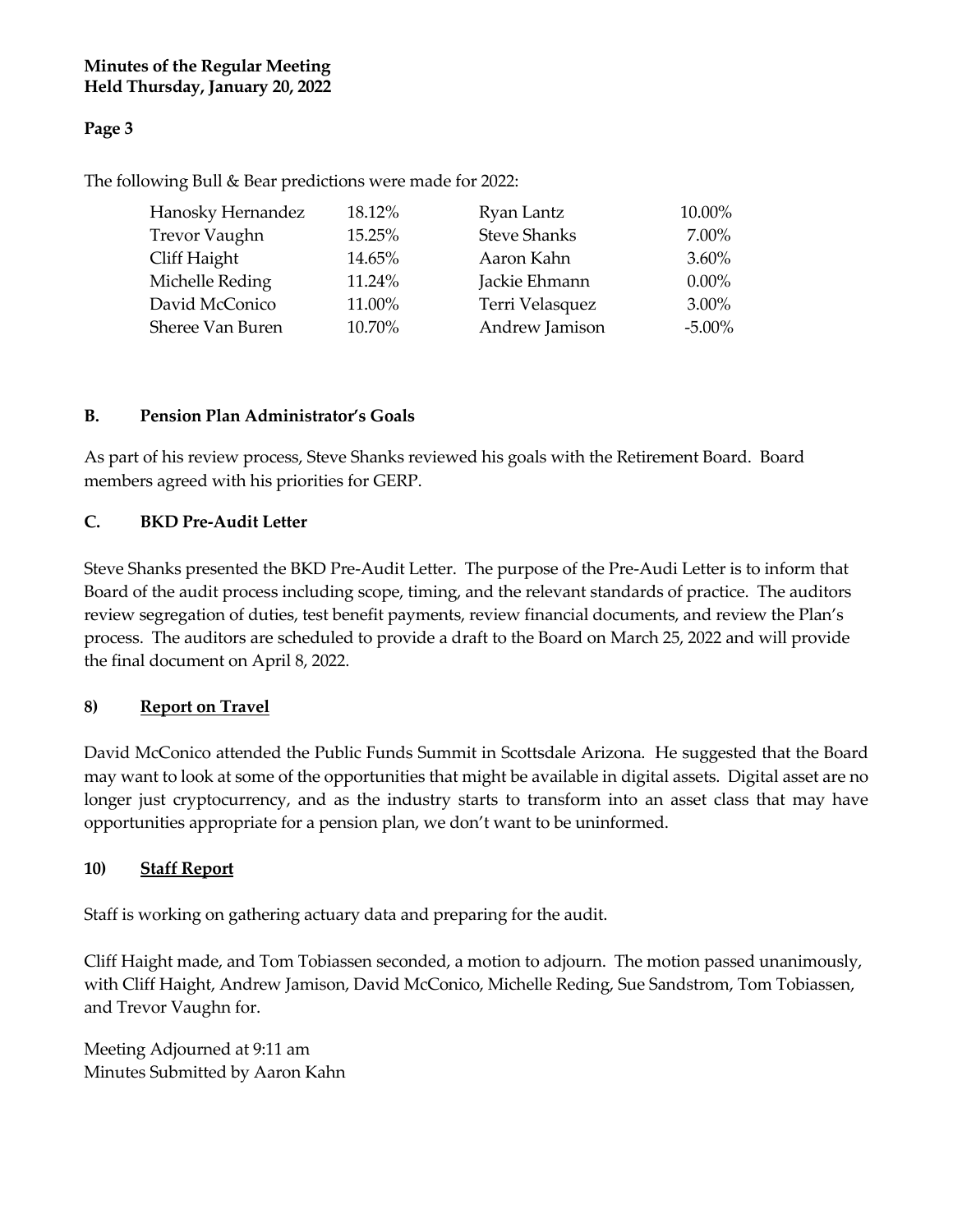The following Bull & Bear predictions were made for 2022:

| | | | |
|---|---|---|---|
| Hanosky Hernandez | 18.12% | Ryan Lantz | 10.00% |
| Trevor Vaughn | 15.25% | Steve Shanks | 7.00% |
| Cliff Haight | 14.65% | Aaron Kahn | 3.60% |
| Michelle Reding | 11.24% | Jackie Ehmann | 0.00% |
| David McConico | 11.00% | Terri Velasquez | 3.00% |
| Sheree Van Buren | 10.70% | Andrew Jamison | -5.00% |

### B. Pension Plan Administrator's Goals

As part of his review process, Steve Shanks reviewed his goals with the Retirement Board. Board members agreed with his priorities for GERP.

### C. BKD Pre-Audit Letter

Steve Shanks presented the BKD Pre-Audit Letter. The purpose of the Pre-Audi Letter is to inform that Board of the audit process including scope, timing, and the relevant standards of practice. The auditors review segregation of duties, test benefit payments, review financial documents, and review the Plan's process. The auditors are scheduled to provide a draft to the Board on March 25, 2022 and will provide the final document on April 8, 2022.

### 8) Report on Travel

David McConico attended the Public Funds Summit in Scottsdale Arizona. He suggested that the Board may want to look at some of the opportunities that might be available in digital assets. Digital asset are no longer just cryptocurrency, and as the industry starts to transform into an asset class that may have opportunities appropriate for a pension plan, we don't want to be uninformed.

### 10) Staff Report

Staff is working on gathering actuary data and preparing for the audit.

Cliff Haight made, and Tom Tobiassen seconded, a motion to adjourn. The motion passed unanimously, with Cliff Haight, Andrew Jamison, David McConico, Michelle Reding, Sue Sandstrom, Tom Tobiassen, and Trevor Vaughn for.

Meeting Adjourned at 9:11 am
Minutes Submitted by Aaron Kahn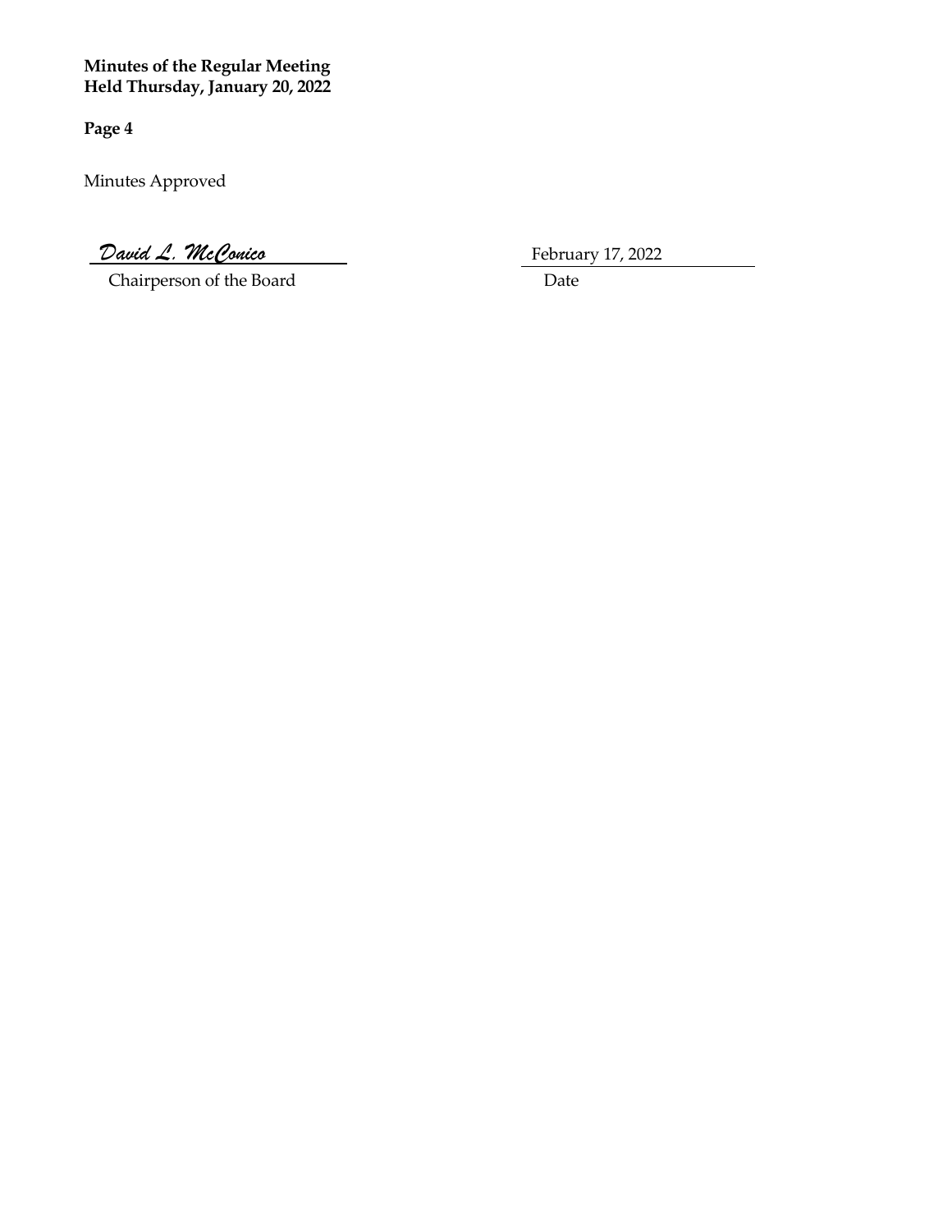**Minutes of the Regular Meeting**
**Held Thursday, January 20, 2022**

**Page 4**

Minutes Approved

*David L. McConico* — February 17, 2022

Chairperson of the Board — Date